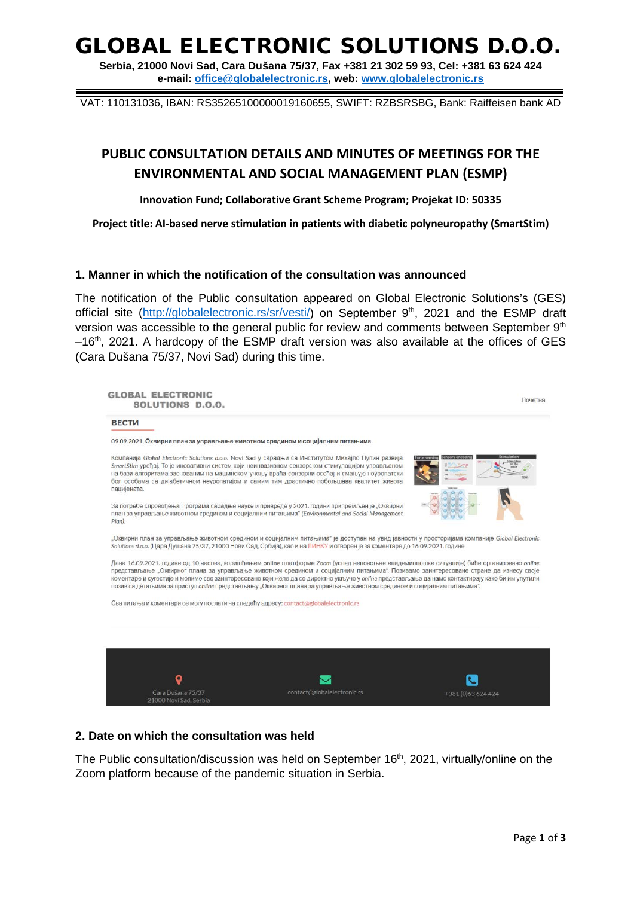# GLOBAL ELECTRONIC SOLUTIONS D.O.O.

**Serbia, 21000 Novi Sad, Cara Dušana 75/37, Fax +381 21 302 59 93, Cel: +381 63 624 424**
**e-mail: office@globalelectronic.rs, web: www.globalelectronic.rs**

VAT: 110131036, IBAN: RS35265100000019160655, SWIFT: RZBSRSBG, Bank: Raiffeisen bank AD

## PUBLIC CONSULTATION DETAILS AND MINUTES OF MEETINGS FOR THE ENVIRONMENTAL AND SOCIAL MANAGEMENT PLAN (ESMP)

**Innovation Fund; Collaborative Grant Scheme Program; Projekat ID: 50335**

**Project title: AI-based nerve stimulation in patients with diabetic polyneuropathy (SmartStim)**

### 1. Manner in which the notification of the consultation was announced

The notification of the Public consultation appeared on Global Electronic Solutions's (GES) official site (http://globalelectronic.rs/sr/vesti/) on September 9th, 2021 and the ESMP draft version was accessible to the general public for review and comments between September 9th –16th, 2021. A hardcopy of the ESMP draft version was also available at the offices of GES (Cara Dušana 75/37, Novi Sad) during this time.

> GLOBAL ELECTRONIC SOLUTIONS D.O.O. — Почетна
>
> **ВЕСТИ**
>
> **09.09.2021. Оквирни план за управљање животном средином и социјалним питањима**
>
> Компанија *Global Electronic Solutions d.o.o.* Novi Sad у сарадњи са Институтом Михајло Пупин развија *SmartStim* уређај. То је иновативни систем који неинвазивном сензорском стимулацијом управљаном на бази алгоритама заснованим на машинском учењу враћа сензорни осећај и смањује неуропатски бол особама са дијабетичном неуропатијом и самим тим драстично побољшава квалитет живота пацијената.
>
> За потребе спровођења Програма сарадње науке и привреде у 2021. години припремљен је „Оквирни план за управљање животном средином и социјалним питањима" (*Environmental and Social Management Plan*).
>
> „Оквирни план за управљање животном средином и социјалним питањима" је доступан на увид јавности у просторијама компаније *Global Electronic Solutions d.o.o.* (Цара Душана 75/37, 21000 Нови Сад, Србија), као и на ЛИНКУ и отворен је за коментаре до 16.09.2021. године.
>
> Дана 16.09.2021. године од 10 часова, коришћењем online платформе *Zoom* (услед неповољне епидемиолошке ситуације) биће организовано *online* представљање „Оквирног плана за управљање животном средином и социјалним питањима". Позивамо заинтересоване стране да изнесу своје коментаре и сугестије и молимо све заинтересоване који желе да се директно укључе у *online* представљање да нам контактирају како би им упутили позив са детаљима за приступ *online* представљању „Оквирног плана за управљање животном средином и социјалним питањима".
>
> Сва питања и коментари се могу послати на следећу адресу: contact@globalelectronic.rs
>
> Cara Dušana 75/37, 21000 Novi Sad, Serbia | contact@globalelectronic.rs | +381 (0)63 624 424

### 2. Date on which the consultation was held

The Public consultation/discussion was held on September 16th, 2021, virtually/online on the Zoom platform because of the pandemic situation in Serbia.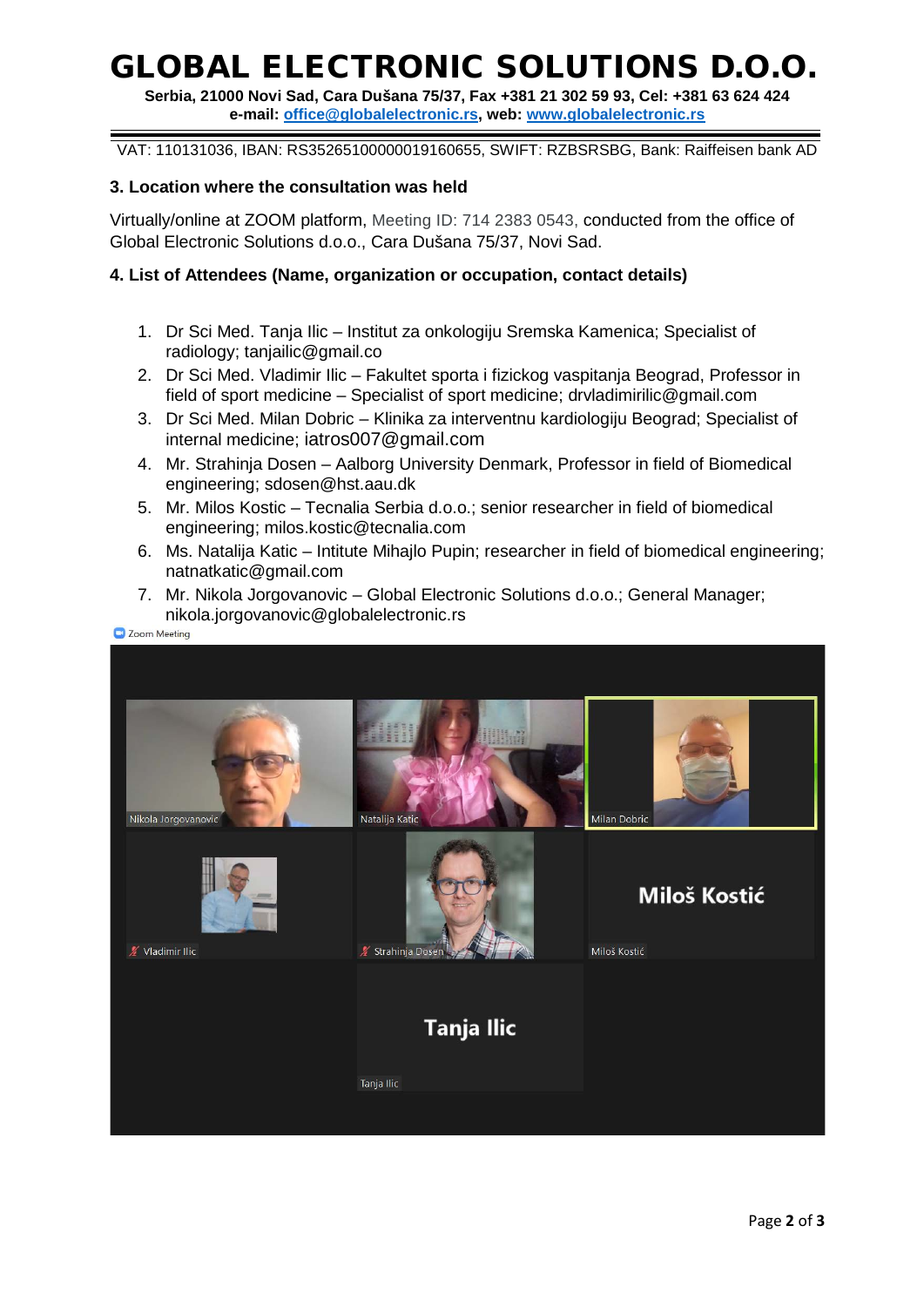# GLOBAL ELECTRONIC SOLUTIONS D.O.O.

**Serbia, 21000 Novi Sad, Cara Dušana 75/37, Fax +381 21 302 59 93, Cel: +381 63 624 424**
**e-mail: office@globalelectronic.rs, web: www.globalelectronic.rs**

VAT: 110131036, IBAN: RS35265100000019160655, SWIFT: RZBSRSBG, Bank: Raiffeisen bank AD

### 3. Location where the consultation was held

Virtually/online at ZOOM platform, Meeting ID: 714 2383 0543, conducted from the office of Global Electronic Solutions d.o.o., Cara Dušana 75/37, Novi Sad.

### 4. List of Attendees (Name, organization or occupation, contact details)

1. Dr Sci Med. Tanja Ilic – Institut za onkologiju Sremska Kamenica; Specialist of radiology; tanjailic@gmail.co
2. Dr Sci Med. Vladimir Ilic – Fakultet sporta i fizickog vaspitanja Beograd, Professor in field of sport medicine – Specialist of sport medicine; drvladimirilic@gmail.com
3. Dr Sci Med. Milan Dobric – Klinika za interventnu kardiologiju Beograd; Specialist of internal medicine; iatros007@gmail.com
4. Mr. Strahinja Dosen – Aalborg University Denmark, Professor in field of Biomedical engineering; sdosen@hst.aau.dk
5. Mr. Milos Kostic – Tecnalia Serbia d.o.o.; senior researcher in field of biomedical engineering; milos.kostic@tecnalia.com
6. Ms. Natalija Katic – Intitute Mihajlo Pupin; researcher in field of biomedical engineering; natnatkatic@gmail.com
7. Mr. Nikola Jorgovanovic – Global Electronic Solutions d.o.o.; General Manager; nikola.jorgovanovic@globalelectronic.rs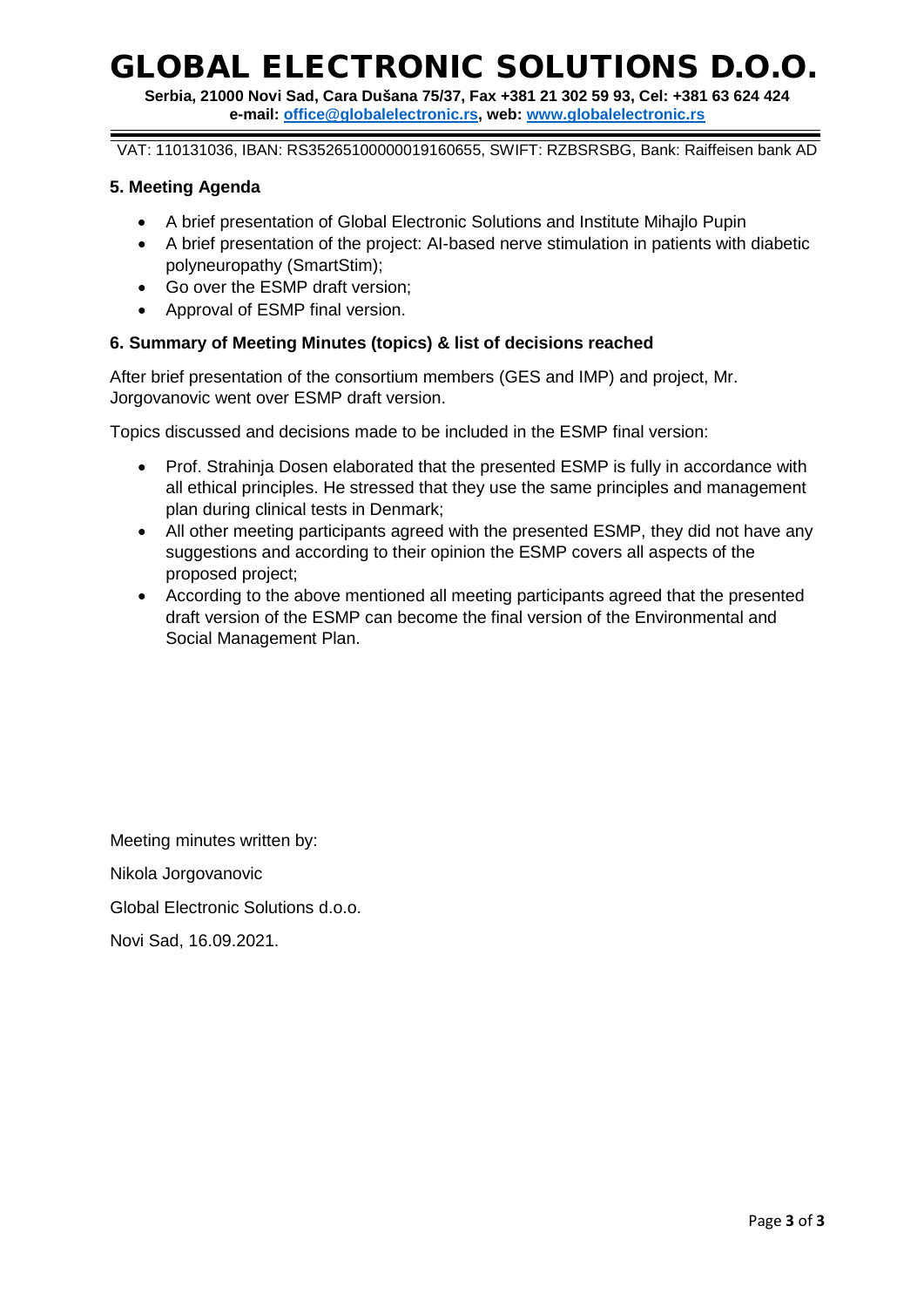## 5. Meeting Agenda

- A brief presentation of Global Electronic Solutions and Institute Mihajlo Pupin
- A brief presentation of the project: AI-based nerve stimulation in patients with diabetic polyneuropathy (SmartStim);
- Go over the ESMP draft version;
- Approval of ESMP final version.

## 6. Summary of Meeting Minutes (topics) & list of decisions reached

After brief presentation of the consortium members (GES and IMP) and project, Mr. Jorgovanovic went over ESMP draft version.

Topics discussed and decisions made to be included in the ESMP final version:

- Prof. Strahinja Dosen elaborated that the presented ESMP is fully in accordance with all ethical principles. He stressed that they use the same principles and management plan during clinical tests in Denmark;
- All other meeting participants agreed with the presented ESMP, they did not have any suggestions and according to their opinion the ESMP covers all aspects of the proposed project;
- According to the above mentioned all meeting participants agreed that the presented draft version of the ESMP can become the final version of the Environmental and Social Management Plan.

Meeting minutes written by:

Nikola Jorgovanovic

Global Electronic Solutions d.o.o.

Novi Sad, 16.09.2021.